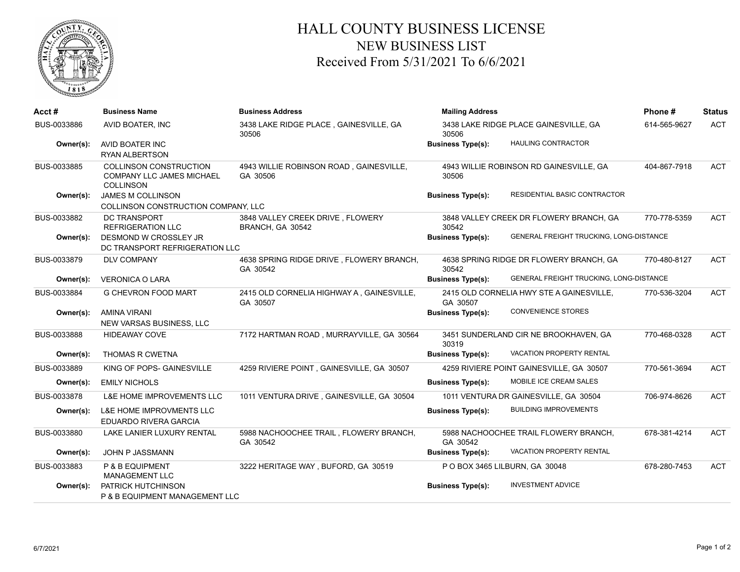# HALL COUNTY BUSINESS LICENSE
## NEW BUSINESS LIST
### Received From 5/31/2021 To 6/6/2021

| Acct # | Business Name | Business Address | Mailing Address | | Phone # | Status |
|---|---|---|---|---|---|---|
| BUS-0033886 | AVID BOATER, INC | 3438 LAKE RIDGE PLACE , GAINESVILLE, GA 30506 | 3438 LAKE RIDGE PLACE GAINESVILLE, GA 30506 | | 614-565-9627 | ACT |
| Owner(s): | AVID BOATER INC<br>RYAN ALBERTSON | | Business Type(s): | HAULING CONTRACTOR | | |
| BUS-0033885 | COLLINSON CONSTRUCTION COMPANY LLC JAMES MICHAEL COLLINSON | 4943 WILLIE ROBINSON ROAD , GAINESVILLE, GA 30506 | 4943 WILLIE ROBINSON RD GAINESVILLE, GA 30506 | | 404-867-7918 | ACT |
| Owner(s): | JAMES M COLLINSON<br>COLLINSON CONSTRUCTION COMPANY, LLC | | Business Type(s): | RESIDENTIAL BASIC CONTRACTOR | | |
| BUS-0033882 | DC TRANSPORT REFRIGERATION LLC | 3848 VALLEY CREEK DRIVE , FLOWERY BRANCH, GA 30542 | 3848 VALLEY CREEK DR FLOWERY BRANCH, GA 30542 | | 770-778-5359 | ACT |
| Owner(s): | DESMOND W CROSSLEY JR<br>DC TRANSPORT REFRIGERATION LLC | | Business Type(s): | GENERAL FREIGHT TRUCKING, LONG-DISTANCE | | |
| BUS-0033879 | DLV COMPANY | 4638 SPRING RIDGE DRIVE , FLOWERY BRANCH, GA 30542 | 4638 SPRING RIDGE DR FLOWERY BRANCH, GA 30542 | | 770-480-8127 | ACT |
| Owner(s): | VERONICA O LARA | | Business Type(s): | GENERAL FREIGHT TRUCKING, LONG-DISTANCE | | |
| BUS-0033884 | G CHEVRON FOOD MART | 2415 OLD CORNELIA HIGHWAY A , GAINESVILLE, GA 30507 | 2415 OLD CORNELIA HWY STE A GAINESVILLE, GA 30507 | | 770-536-3204 | ACT |
| Owner(s): | AMINA VIRANI<br>NEW VARSAS BUSINESS, LLC | | Business Type(s): | CONVENIENCE STORES | | |
| BUS-0033888 | HIDEAWAY COVE | 7172 HARTMAN ROAD , MURRAYVILLE, GA 30564 | 3451 SUNDERLAND CIR NE BROOKHAVEN, GA 30319 | | 770-468-0328 | ACT |
| Owner(s): | THOMAS R CWETNA | | Business Type(s): | VACATION PROPERTY RENTAL | | |
| BUS-0033889 | KING OF POPS- GAINESVILLE | 4259 RIVIERE POINT , GAINESVILLE, GA 30507 | 4259 RIVIERE POINT GAINESVILLE, GA 30507 | | 770-561-3694 | ACT |
| Owner(s): | EMILY NICHOLS | | Business Type(s): | MOBILE ICE CREAM SALES | | |
| BUS-0033878 | L&E HOME IMPROVEMENTS LLC | 1011 VENTURA DRIVE , GAINESVILLE, GA 30504 | 1011 VENTURA DR GAINESVILLE, GA 30504 | | 706-974-8626 | ACT |
| Owner(s): | L&E HOME IMPROVMENTS LLC<br>EDUARDO RIVERA GARCIA | | Business Type(s): | BUILDING IMPROVEMENTS | | |
| BUS-0033880 | LAKE LANIER LUXURY RENTAL | 5988 NACHOOCHEE TRAIL , FLOWERY BRANCH, GA 30542 | 5988 NACHOOCHEE TRAIL FLOWERY BRANCH, GA 30542 | | 678-381-4214 | ACT |
| Owner(s): | JOHN P JASSMANN | | Business Type(s): | VACATION PROPERTY RENTAL | | |
| BUS-0033883 | P & B EQUIPMENT MANAGEMENT LLC | 3222 HERITAGE WAY , BUFORD, GA 30519 | P O BOX 3465 LILBURN, GA 30048 | | 678-280-7453 | ACT |
| Owner(s): | PATRICK HUTCHINSON<br>P & B EQUIPMENT MANAGEMENT LLC | | Business Type(s): | INVESTMENT ADVICE | | |

6/7/2021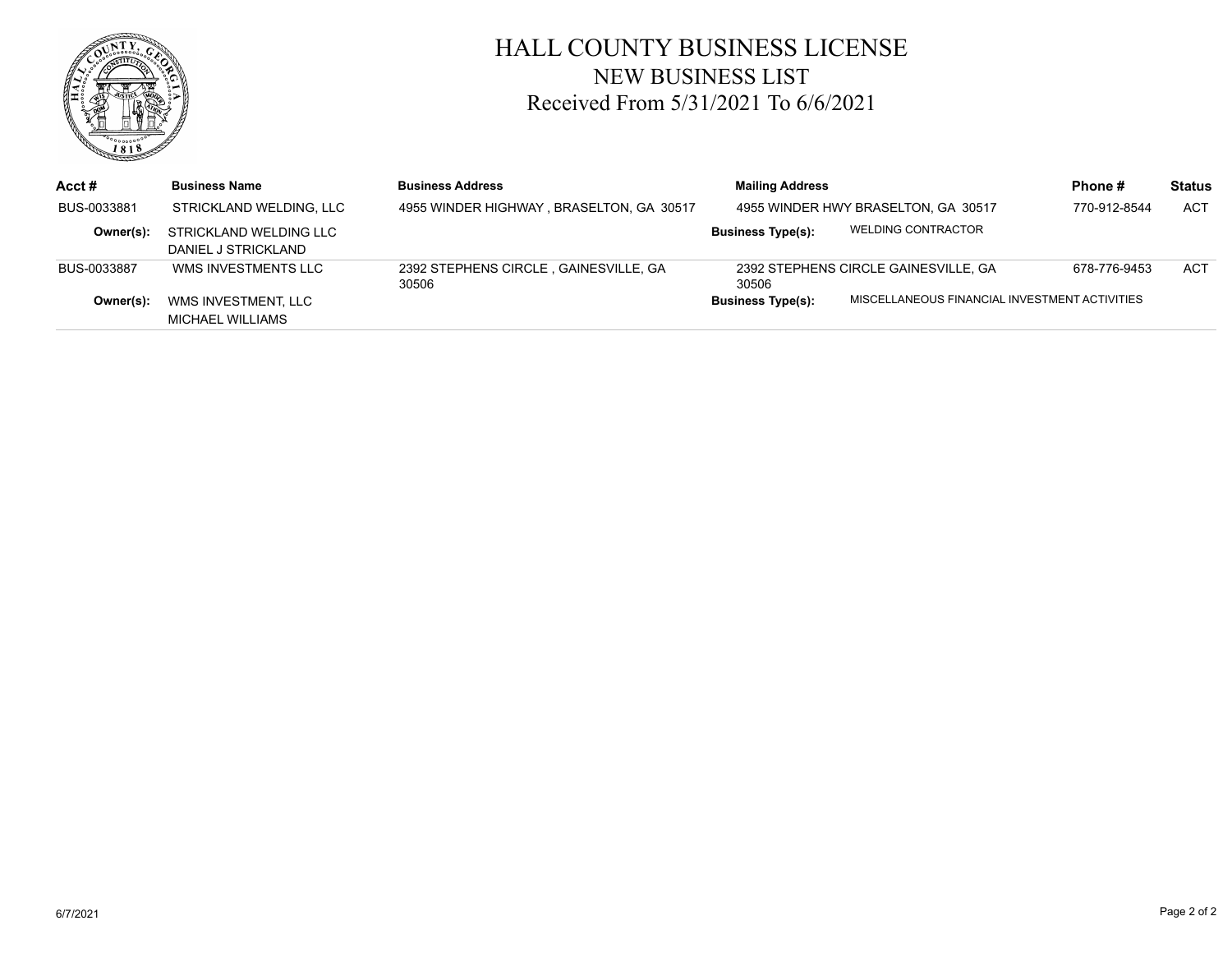# HALL COUNTY BUSINESS LICENSE

## NEW BUSINESS LIST

### Received From 5/31/2021 To 6/6/2021

| Acct # | Business Name | Business Address | Mailing Address | | Phone # | Status |
|---|---|---|---|---|---|---|
| BUS-0033881 | STRICKLAND WELDING, LLC | 4955 WINDER HIGHWAY , BRASELTON, GA 30517 | 4955 WINDER HWY BRASELTON, GA 30517 | | 770-912-8544 | ACT |
| **Owner(s):** | STRICKLAND WELDING LLC<br>DANIEL J STRICKLAND | | **Business Type(s):** | WELDING CONTRACTOR | | |
| BUS-0033887 | WMS INVESTMENTS LLC | 2392 STEPHENS CIRCLE , GAINESVILLE, GA 30506 | 2392 STEPHENS CIRCLE GAINESVILLE, GA 30506 | | 678-776-9453 | ACT |
| **Owner(s):** | WMS INVESTMENT, LLC<br>MICHAEL WILLIAMS | | **Business Type(s):** | MISCELLANEOUS FINANCIAL INVESTMENT ACTIVITIES | | |

6/7/2021